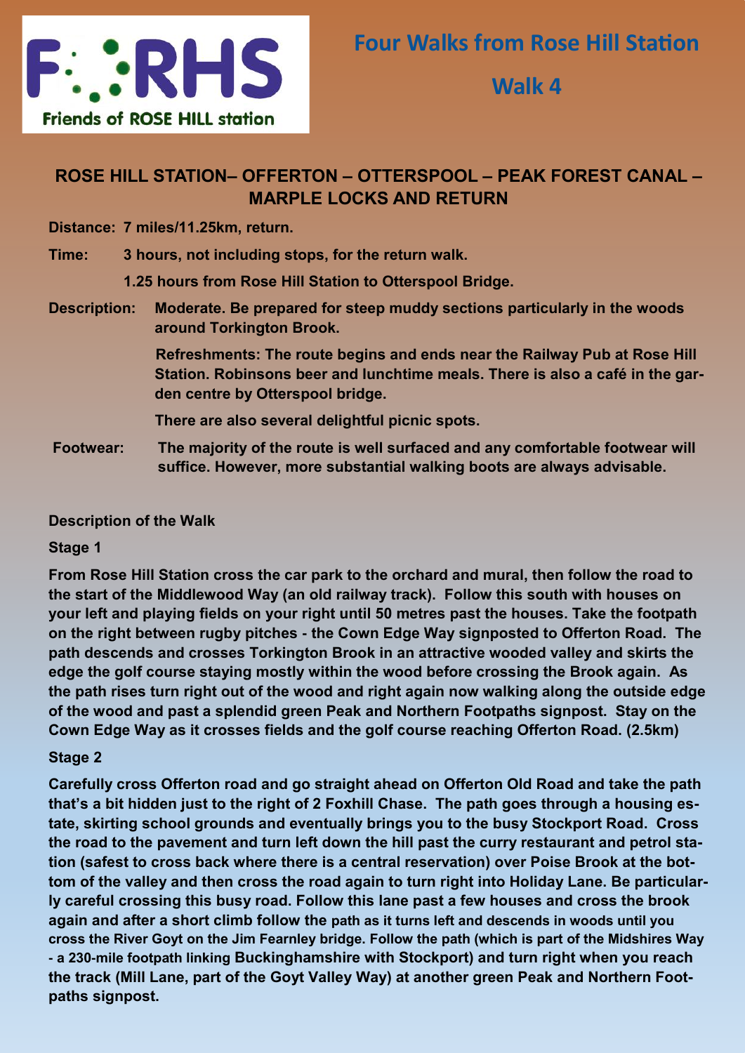F∴RHS
Friends of ROSE HILL station

# Four Walks from Rose Hill Station

## Walk 4

### ROSE HILL STATION– OFFERTON – OTTERSPOOL – PEAK FOREST CANAL – MARPLE LOCKS AND RETURN

**Distance:** **7 miles/11.25km, return.**

**Time:** **3 hours, not including stops, for the return walk.**

**1.25 hours from Rose Hill Station to Otterspool Bridge.**

**Description:** **Moderate. Be prepared for steep muddy sections particularly in the woods around Torkington Brook.**

**Refreshments: The route begins and ends near the Railway Pub at Rose Hill Station. Robinsons beer and lunchtime meals. There is also a café in the garden centre by Otterspool bridge.**

**There are also several delightful picnic spots.**

**Footwear:** **The majority of the route is well surfaced and any comfortable footwear will suffice. However, more substantial walking boots are always advisable.**

**Description of the Walk**

**Stage 1**

**From Rose Hill Station cross the car park to the orchard and mural, then follow the road to the start of the Middlewood Way (an old railway track). Follow this south with houses on your left and playing fields on your right until 50 metres past the houses. Take the footpath on the right between rugby pitches - the Cown Edge Way signposted to Offerton Road. The path descends and crosses Torkington Brook in an attractive wooded valley and skirts the edge the golf course staying mostly within the wood before crossing the Brook again. As the path rises turn right out of the wood and right again now walking along the outside edge of the wood and past a splendid green Peak and Northern Footpaths signpost. Stay on the Cown Edge Way as it crosses fields and the golf course reaching Offerton Road. (2.5km)**

**Stage 2**

**Carefully cross Offerton road and go straight ahead on Offerton Old Road and take the path that's a bit hidden just to the right of 2 Foxhill Chase. The path goes through a housing estate, skirting school grounds and eventually brings you to the busy Stockport Road. Cross the road to the pavement and turn left down the hill past the curry restaurant and petrol station (safest to cross back where there is a central reservation) over Poise Brook at the bottom of the valley and then cross the road again to turn right into Holiday Lane. Be particularly careful crossing this busy road. Follow this lane past a few houses and cross the brook again and after a short climb follow the path as it turns left and descends in woods until you cross the River Goyt on the Jim Fearnley bridge. Follow the path (which is part of the Midshires Way - a 230-mile footpath linking Buckinghamshire with Stockport) and turn right when you reach the track (Mill Lane, part of the Goyt Valley Way) at another green Peak and Northern Footpaths signpost.**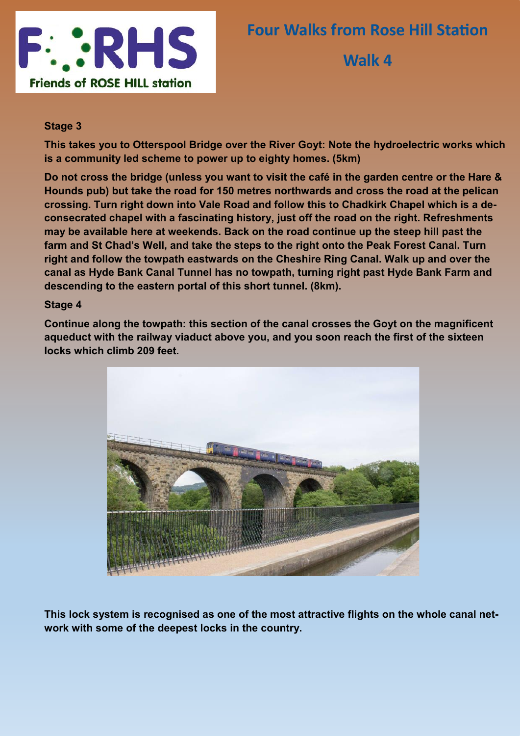**Four Walks from Rose Hill Station**

**Walk 4**

**Stage 3**

**This takes you to Otterspool Bridge over the River Goyt: Note the hydroelectric works which is a community led scheme to power up to eighty homes. (5km)**

**Do not cross the bridge (unless you want to visit the café in the garden centre or the Hare & Hounds pub) but take the road for 150 metres northwards and cross the road at the pelican crossing. Turn right down into Vale Road and follow this to Chadkirk Chapel which is a de-consecrated chapel with a fascinating history, just off the road on the right. Refreshments may be available here at weekends. Back on the road continue up the steep hill past the farm and St Chad's Well, and take the steps to the right onto the Peak Forest Canal. Turn right and follow the towpath eastwards on the Cheshire Ring Canal. Walk up and over the canal as Hyde Bank Canal Tunnel has no towpath, turning right past Hyde Bank Farm and descending to the eastern portal of this short tunnel. (8km).**

**Stage 4**

**Continue along the towpath: this section of the canal crosses the Goyt on the magnificent aqueduct with the railway viaduct above you, and you soon reach the first of the sixteen locks which climb 209 feet.**

**This lock system is recognised as one of the most attractive flights on the whole canal network with some of the deepest locks in the country.**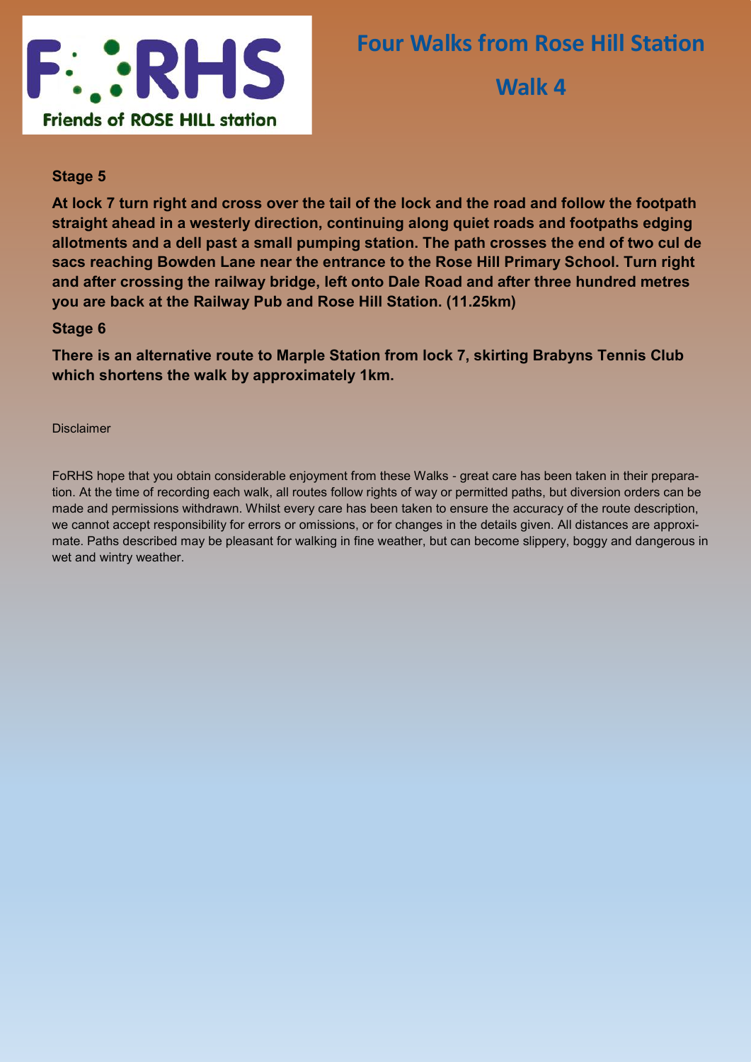# Four Walks from Rose Hill Station

## Walk 4

### Stage 5

**At lock 7 turn right and cross over the tail of the lock and the road and follow the footpath straight ahead in a westerly direction, continuing along quiet roads and footpaths edging allotments and a dell past a small pumping station. The path crosses the end of two cul de sacs reaching Bowden Lane near the entrance to the Rose Hill Primary School. Turn right and after crossing the railway bridge, left onto Dale Road and after three hundred metres you are back at the Railway Pub and Rose Hill Station. (11.25km)**

### Stage 6

**There is an alternative route to Marple Station from lock 7, skirting Brabyns Tennis Club which shortens the walk by approximately 1km.**

Disclaimer

FoRHS hope that you obtain considerable enjoyment from these Walks - great care has been taken in their preparation. At the time of recording each walk, all routes follow rights of way or permitted paths, but diversion orders can be made and permissions withdrawn. Whilst every care has been taken to ensure the accuracy of the route description, we cannot accept responsibility for errors or omissions, or for changes in the details given. All distances are approximate. Paths described may be pleasant for walking in fine weather, but can become slippery, boggy and dangerous in wet and wintry weather.